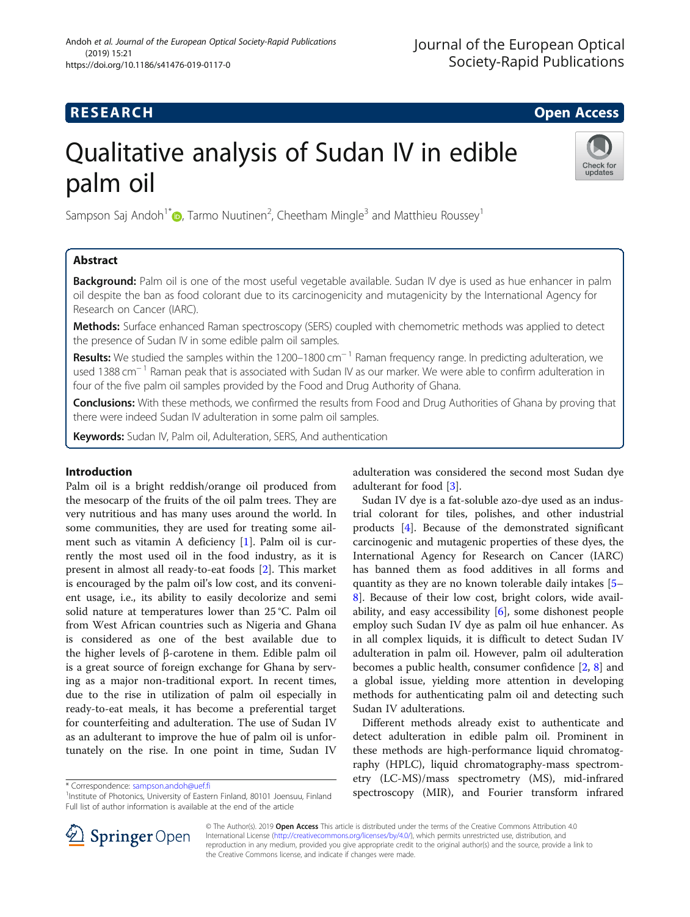RESEARCH

Open Access

# Qualitative analysis of Sudan IV in edible palm oil

Sampson Saj Andoh[1*], Tarmo Nuutinen[2], Cheetham Mingle[3] and Matthieu Roussey[1]

## Abstract

**Background:** Palm oil is one of the most useful vegetable available. Sudan IV dye is used as hue enhancer in palm oil despite the ban as food colorant due to its carcinogenicity and mutagenicity by the International Agency for Research on Cancer (IARC).

**Methods:** Surface enhanced Raman spectroscopy (SERS) coupled with chemometric methods was applied to detect the presence of Sudan IV in some edible palm oil samples.

**Results:** We studied the samples within the 1200–1800 $cm^{-1}$ Raman frequency range. In predicting adulteration, we used 1388 $cm^{-1}$ Raman peak that is associated with Sudan IV as our marker. We were able to confirm adulteration in four of the five palm oil samples provided by the Food and Drug Authority of Ghana.

**Conclusions:** With these methods, we confirmed the results from Food and Drug Authorities of Ghana by proving that there were indeed Sudan IV adulteration in some palm oil samples.

**Keywords:** Sudan IV, Palm oil, Adulteration, SERS, And authentication

## Introduction

Palm oil is a bright reddish/orange oil produced from the mesocarp of the fruits of the oil palm trees. They are very nutritious and has many uses around the world. In some communities, they are used for treating some ailment such as vitamin A deficiency [1]. Palm oil is currently the most used oil in the food industry, as it is present in almost all ready-to-eat foods [2]. This market is encouraged by the palm oil's low cost, and its convenient usage, i.e., its ability to easily decolorize and semi solid nature at temperatures lower than 25 °C. Palm oil from West African countries such as Nigeria and Ghana is considered as one of the best available due to the higher levels of β-carotene in them. Edible palm oil is a great source of foreign exchange for Ghana by serving as a major non-traditional export. In recent times, due to the rise in utilization of palm oil especially in ready-to-eat meals, it has become a preferential target for counterfeiting and adulteration. The use of Sudan IV as an adulterant to improve the hue of palm oil is unfortunately on the rise. In one point in time, Sudan IV adulteration was considered the second most Sudan dye adulterant for food [3].

Sudan IV dye is a fat-soluble azo-dye used as an industrial colorant for tiles, polishes, and other industrial products [4]. Because of the demonstrated significant carcinogenic and mutagenic properties of these dyes, the International Agency for Research on Cancer (IARC) has banned them as food additives in all forms and quantity as they are no known tolerable daily intakes [5–8]. Because of their low cost, bright colors, wide availability, and easy accessibility [6], some dishonest people employ such Sudan IV dye as palm oil hue enhancer. As in all complex liquids, it is difficult to detect Sudan IV adulteration in palm oil. However, palm oil adulteration becomes a public health, consumer confidence [2, 8] and a global issue, yielding more attention in developing methods for authenticating palm oil and detecting such Sudan IV adulterations.

Different methods already exist to authenticate and detect adulteration in edible palm oil. Prominent in these methods are high-performance liquid chromatography (HPLC), liquid chromatography-mass spectrometry (LC-MS)/mass spectrometry (MS), mid-infrared spectroscopy (MIR), and Fourier transform infrared

\* Correspondence: sampson.andoh@uef.fi
[1]Institute of Photonics, University of Eastern Finland, 80101 Joensuu, Finland
Full list of author information is available at the end of the article

© The Author(s). 2019 **Open Access** This article is distributed under the terms of the Creative Commons Attribution 4.0 International License (http://creativecommons.org/licenses/by/4.0/), which permits unrestricted use, distribution, and reproduction in any medium, provided you give appropriate credit to the original author(s) and the source, provide a link to the Creative Commons license, and indicate if changes were made.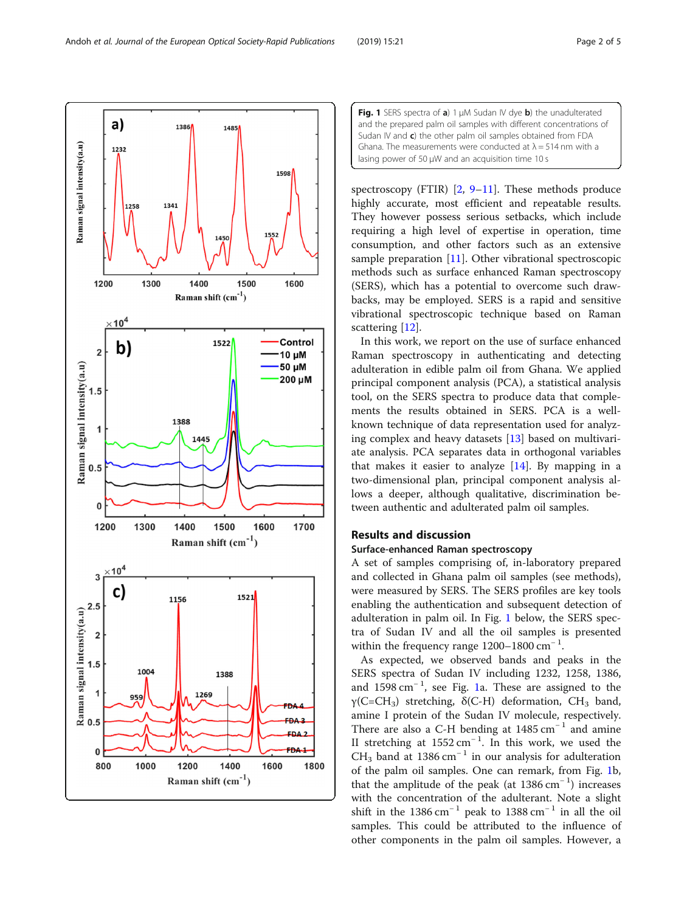**Fig. 1** SERS spectra of **a**) 1 μM Sudan IV dye **b**) the unadulterated and the prepared palm oil samples with different concentrations of Sudan IV and **c**) the other palm oil samples obtained from FDA Ghana. The measurements were conducted at λ = 514 nm with a lasing power of 50 μW and an acquisition time 10 s

spectroscopy (FTIR) [2, 9–11]. These methods produce highly accurate, most efficient and repeatable results. They however possess serious setbacks, which include requiring a high level of expertise in operation, time consumption, and other factors such as an extensive sample preparation [11]. Other vibrational spectroscopic methods such as surface enhanced Raman spectroscopy (SERS), which has a potential to overcome such drawbacks, may be employed. SERS is a rapid and sensitive vibrational spectroscopic technique based on Raman scattering [12].

In this work, we report on the use of surface enhanced Raman spectroscopy in authenticating and detecting adulteration in edible palm oil from Ghana. We applied principal component analysis (PCA), a statistical analysis tool, on the SERS spectra to produce data that complements the results obtained in SERS. PCA is a well-known technique of data representation used for analyzing complex and heavy datasets [13] based on multivariate analysis. PCA separates data in orthogonal variables that makes it easier to analyze [14]. By mapping in a two-dimensional plan, principal component analysis allows a deeper, although qualitative, discrimination between authentic and adulterated palm oil samples.

## Results and discussion

### Surface-enhanced Raman spectroscopy

A set of samples comprising of, in-laboratory prepared and collected in Ghana palm oil samples (see methods), were measured by SERS. The SERS profiles are key tools enabling the authentication and subsequent detection of adulteration in palm oil. In Fig. 1 below, the SERS spectra of Sudan IV and all the oil samples is presented within the frequency range 1200–1800 $cm^{-1}$.

As expected, we observed bands and peaks in the SERS spectra of Sudan IV including 1232, 1258, 1386, and 1598 $cm^{-1}$, see Fig. 1a. These are assigned to the γ(C=$CH_3$) stretching, δ(C-H) deformation, $CH_3$ band, amine I protein of the Sudan IV molecule, respectively. There are also a C-H bending at 1485 $cm^{-1}$ and amine II stretching at 1552 $cm^{-1}$. In this work, we used the $CH_3$ band at 1386 $cm^{-1}$ in our analysis for adulteration of the palm oil samples. One can remark, from Fig. 1b, that the amplitude of the peak (at 1386 $cm^{-1}$) increases with the concentration of the adulterant. Note a slight shift in the 1386 $cm^{-1}$ peak to 1388 $cm^{-1}$ in all the oil samples. This could be attributed to the influence of other components in the palm oil samples. However, a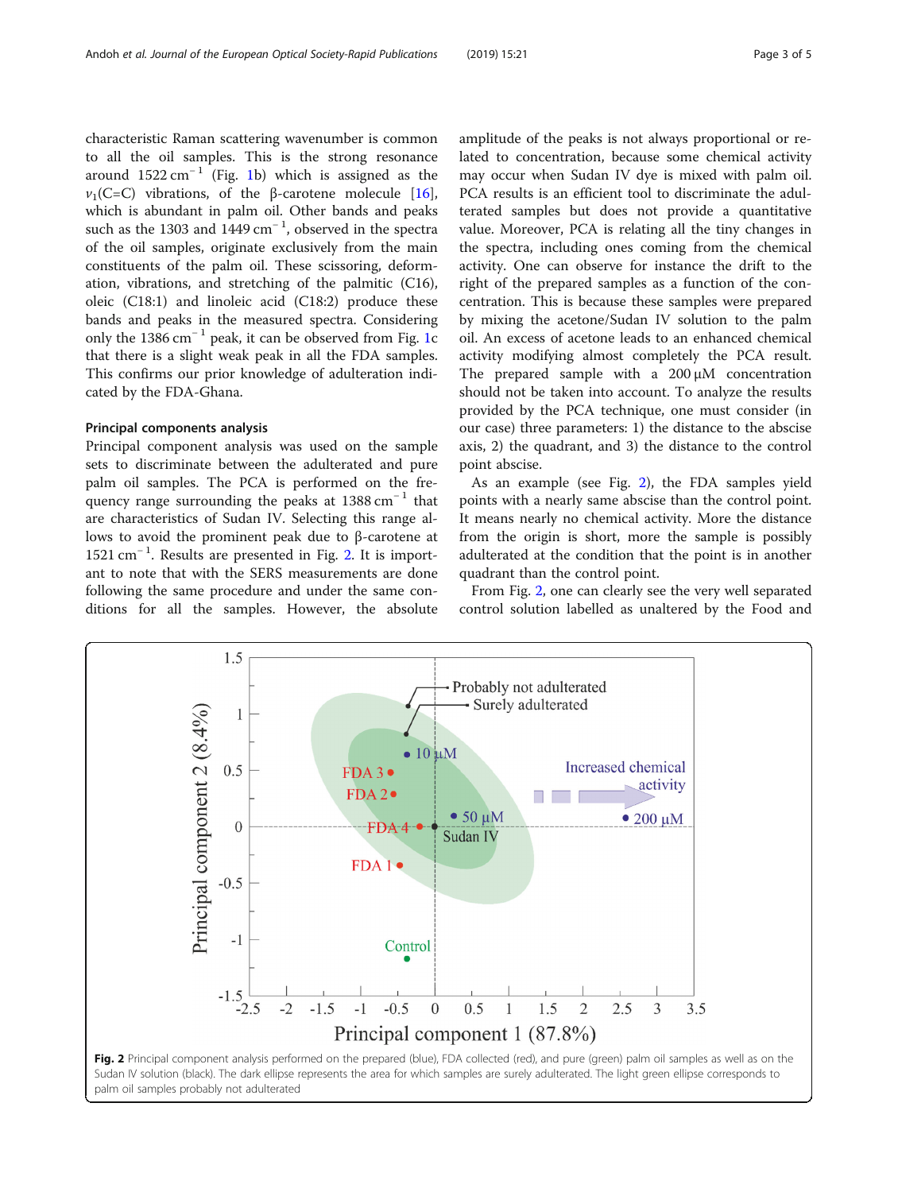characteristic Raman scattering wavenumber is common to all the oil samples. This is the strong resonance around 1522 cm$^{-1}$ (Fig. 1b) which is assigned as the $\nu_1$(C=C) vibrations, of the β-carotene molecule [16], which is abundant in palm oil. Other bands and peaks such as the 1303 and 1449 cm$^{-1}$, observed in the spectra of the oil samples, originate exclusively from the main constituents of the palm oil. These scissoring, deformation, vibrations, and stretching of the palmitic (C16), oleic (C18:1) and linoleic acid (C18:2) produce these bands and peaks in the measured spectra. Considering only the 1386 cm$^{-1}$ peak, it can be observed from Fig. 1c that there is a slight weak peak in all the FDA samples. This confirms our prior knowledge of adulteration indicated by the FDA-Ghana.

### Principal components analysis

Principal component analysis was used on the sample sets to discriminate between the adulterated and pure palm oil samples. The PCA is performed on the frequency range surrounding the peaks at 1388 cm$^{-1}$ that are characteristics of Sudan IV. Selecting this range allows to avoid the prominent peak due to β-carotene at 1521 cm$^{-1}$. Results are presented in Fig. 2. It is important to note that with the SERS measurements are done following the same procedure and under the same conditions for all the samples. However, the absolute amplitude of the peaks is not always proportional or related to concentration, because some chemical activity may occur when Sudan IV dye is mixed with palm oil. PCA results is an efficient tool to discriminate the adulterated samples but does not provide a quantitative value. Moreover, PCA is relating all the tiny changes in the spectra, including ones coming from the chemical activity. One can observe for instance the drift to the right of the prepared samples as a function of the concentration. This is because these samples were prepared by mixing the acetone/Sudan IV solution to the palm oil. An excess of acetone leads to an enhanced chemical activity modifying almost completely the PCA result. The prepared sample with a 200 μM concentration should not be taken into account. To analyze the results provided by the PCA technique, one must consider (in our case) three parameters: 1) the distance to the abscise axis, 2) the quadrant, and 3) the distance to the control point abscise.

As an example (see Fig. 2), the FDA samples yield points with a nearly same abscise than the control point. It means nearly no chemical activity. More the distance from the origin is short, more the sample is possibly adulterated at the condition that the point is in another quadrant than the control point.

From Fig. 2, one can clearly see the very well separated control solution labelled as unaltered by the Food and

**Fig. 2** Principal component analysis performed on the prepared (blue), FDA collected (red), and pure (green) palm oil samples as well as on the Sudan IV solution (black). The dark ellipse represents the area for which samples are surely adulterated. The light green ellipse corresponds to palm oil samples probably not adulterated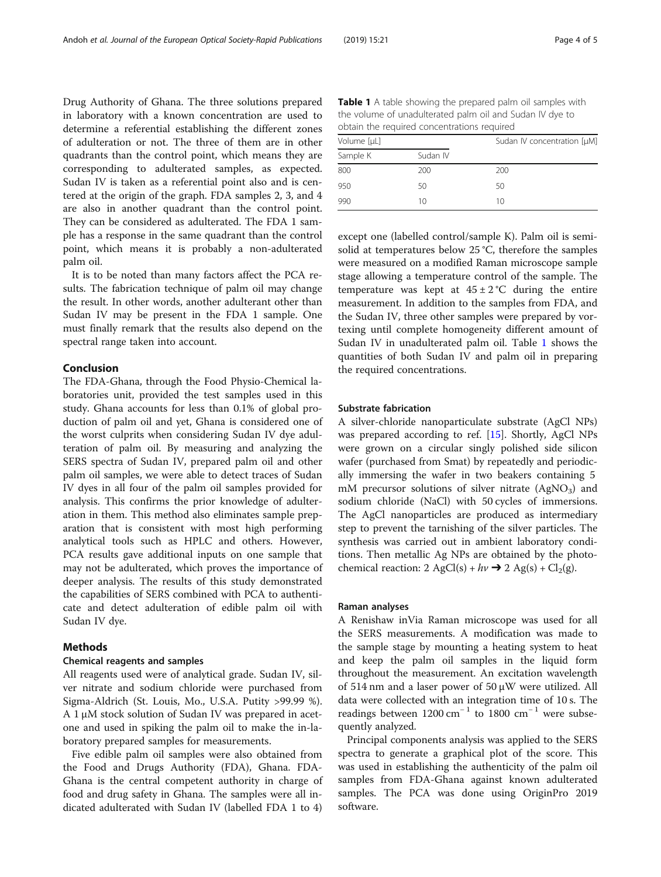Drug Authority of Ghana. The three solutions prepared in laboratory with a known concentration are used to determine a referential establishing the different zones of adulteration or not. The three of them are in other quadrants than the control point, which means they are corresponding to adulterated samples, as expected. Sudan IV is taken as a referential point also and is centered at the origin of the graph. FDA samples 2, 3, and 4 are also in another quadrant than the control point. They can be considered as adulterated. The FDA 1 sample has a response in the same quadrant than the control point, which means it is probably a non-adulterated palm oil.

It is to be noted than many factors affect the PCA results. The fabrication technique of palm oil may change the result. In other words, another adulterant other than Sudan IV may be present in the FDA 1 sample. One must finally remark that the results also depend on the spectral range taken into account.

## Conclusion

The FDA-Ghana, through the Food Physio-Chemical laboratories unit, provided the test samples used in this study. Ghana accounts for less than 0.1% of global production of palm oil and yet, Ghana is considered one of the worst culprits when considering Sudan IV dye adulteration of palm oil. By measuring and analyzing the SERS spectra of Sudan IV, prepared palm oil and other palm oil samples, we were able to detect traces of Sudan IV dyes in all four of the palm oil samples provided for analysis. This confirms the prior knowledge of adulteration in them. This method also eliminates sample preparation that is consistent with most high performing analytical tools such as HPLC and others. However, PCA results gave additional inputs on one sample that may not be adulterated, which proves the importance of deeper analysis. The results of this study demonstrated the capabilities of SERS combined with PCA to authenticate and detect adulteration of edible palm oil with Sudan IV dye.

## Methods

### Chemical reagents and samples

All reagents used were of analytical grade. Sudan IV, silver nitrate and sodium chloride were purchased from Sigma-Aldrich (St. Louis, Mo., U.S.A. Putity >99.99 %). A 1 μM stock solution of Sudan IV was prepared in acetone and used in spiking the palm oil to make the in-laboratory prepared samples for measurements.

Five edible palm oil samples were also obtained from the Food and Drugs Authority (FDA), Ghana. FDA-Ghana is the central competent authority in charge of food and drug safety in Ghana. The samples were all indicated adulterated with Sudan IV (labelled FDA 1 to 4) except one (labelled control/sample K). Palm oil is semi-solid at temperatures below 25 °C, therefore the samples were measured on a modified Raman microscope sample stage allowing a temperature control of the sample. The temperature was kept at 45 ± 2 °C during the entire measurement. In addition to the samples from FDA, and the Sudan IV, three other samples were prepared by vortexing until complete homogeneity different amount of Sudan IV in unadulterated palm oil. Table 1 shows the quantities of both Sudan IV and palm oil in preparing the required concentrations.

**Table 1** A table showing the prepared palm oil samples with the volume of unadulterated palm oil and Sudan IV dye to obtain the required concentrations required

| Volume [μL] | | Sudan IV concentration [μM] |
|---|---|---|
| Sample K | Sudan IV | |
| 800 | 200 | 200 |
| 950 | 50 | 50 |
| 990 | 10 | 10 |

### Substrate fabrication

A silver-chloride nanoparticulate substrate (AgCl NPs) was prepared according to ref. [15]. Shortly, AgCl NPs were grown on a circular singly polished side silicon wafer (purchased from Smat) by repeatedly and periodically immersing the wafer in two beakers containing 5 mM precursor solutions of silver nitrate ($AgNO_3$) and sodium chloride (NaCl) with 50 cycles of immersions. The AgCl nanoparticles are produced as intermediary step to prevent the tarnishing of the silver particles. The synthesis was carried out in ambient laboratory conditions. Then metallic Ag NPs are obtained by the photochemical reaction: $2\ AgCl(s) + h\nu \rightarrow 2\ Ag(s) + Cl_2(g)$.

### Raman analyses

A Renishaw inVia Raman microscope was used for all the SERS measurements. A modification was made to the sample stage by mounting a heating system to heat and keep the palm oil samples in the liquid form throughout the measurement. An excitation wavelength of 514 nm and a laser power of 50 μW were utilized. All data were collected with an integration time of 10 s. The readings between 1200 $cm^{-1}$ to 1800 $cm^{-1}$ were subsequently analyzed.

Principal components analysis was applied to the SERS spectra to generate a graphical plot of the score. This was used in establishing the authenticity of the palm oil samples from FDA-Ghana against known adulterated samples. The PCA was done using OriginPro 2019 software.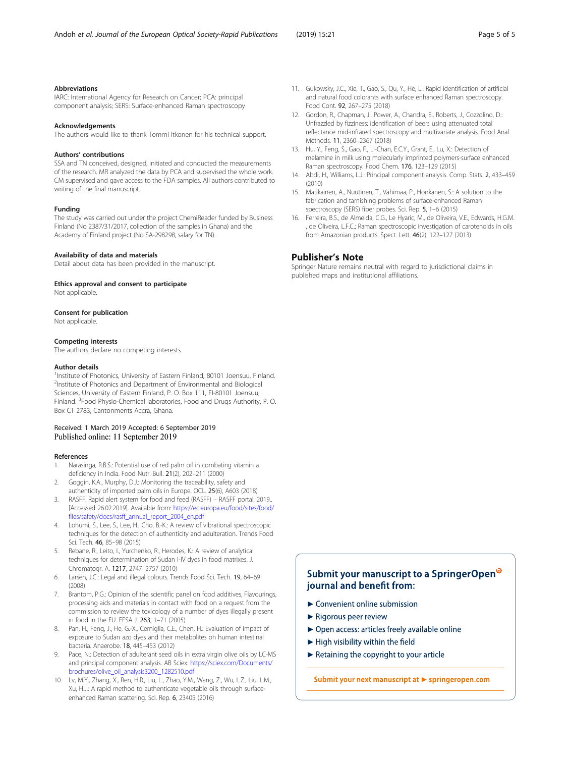### Abbreviations

IARC: International Agency for Research on Cancer; PCA: principal component analysis; SERS: Surface-enhanced Raman spectroscopy

### Acknowledgements

The authors would like to thank Tommi Itkonen for his technical support.

### Authors' contributions

SSA and TN conceived, designed, initiated and conducted the measurements of the research. MR analyzed the data by PCA and supervised the whole work. CM supervised and gave access to the FDA samples. All authors contributed to writing of the final manuscript.

### Funding

The study was carried out under the project ChemiReader funded by Business Finland (No 2387/31/2017, collection of the samples in Ghana) and the Academy of Finland project (No SA-298298, salary for TN).

### Availability of data and materials

Detail about data has been provided in the manuscript.

### Ethics approval and consent to participate

Not applicable.

### Consent for publication

Not applicable.

### Competing interests

The authors declare no competing interests.

### Author details

[1]Institute of Photonics, University of Eastern Finland, 80101 Joensuu, Finland. [2]Institute of Photonics and Department of Environmental and Biological Sciences, University of Eastern Finland, P. O. Box 111, FI-80101 Joensuu, Finland. [3]Food Physio-Chemical laboratories, Food and Drugs Authority, P. O. Box CT 2783, Cantonments Accra, Ghana.

Received: 1 March 2019 Accepted: 6 September 2019
Published online: 11 September 2019

### References

1. Narasinga, R.B.S.: Potential use of red palm oil in combating vitamin a deficiency in India. Food Nutr. Bull. **21**(2), 202–211 (2000)
2. Goggin, K.A., Murphy, D.J.: Monitoring the traceability, safety and authenticity of imported palm oils in Europe. OCL. **25**(6), A603 (2018)
3. RASFF. Rapid alert system for food and feed (RASFF) – RASFF portal, 2019.. [Accessed 26.02.2019]. Available from: https://ec.europa.eu/food/sites/food/files/safety/docs/rasff_annual_report_2004_en.pdf
4. Lohumi, S., Lee, S., Lee, H., Cho, B.-K.: A review of vibrational spectroscopic techniques for the detection of authenticity and adulteration. Trends Food Sci. Tech. **46**, 85–98 (2015)
5. Rebane, R., Leito, I., Yurchenko, R., Herodes, K.: A review of analytical techniques for determination of Sudan I-IV dyes in food matrixes. J. Chromatogr. A. **1217**, 2747–2757 (2010)
6. Larsen, J.C.: Legal and illegal colours. Trends Food Sci. Tech. **19**, 64–69 (2008)
7. Brantom, P.G.: Opinion of the scientific panel on food additives, Flavourings, processing aids and materials in contact with food on a request from the commission to review the toxicology of a number of dyes illegally present in food in the EU. EFSA J. **263**, 1–71 (2005)
8. Pan, H., Feng, J., He, G.-X., Cerniglia, C.E., Chen, H.: Evaluation of impact of exposure to Sudan azo dyes and their metabolites on human intestinal bacteria. Anaerobe. **18**, 445–453 (2012)
9. Pace, N.: Detection of adulterant seed oils in extra virgin olive oils by LC-MS and principal component analysis. AB Sciex. https://sciex.com/Documents/brochures/olive_oil_analysis3200_1282510.pdf
10. Lv, M.Y., Zhang, X., Ren, H.R., Liu, L., Zhao, Y.M., Wang, Z., Wu, L.Z., Liu, L.M., Xu, H.J.: A rapid method to authenticate vegetable oils through surface-enhanced Raman scattering. Sci. Rep. **6**, 23405 (2016)
11. Gukowsky, J.C., Xie, T., Gao, S., Qu, Y., He, L.: Rapid identification of artificial and natural food colorants with surface enhanced Raman spectroscopy. Food Cont. **92**, 267–275 (2018)
12. Gordon, R., Chapman, J., Power, A., Chandra, S., Roberts, J., Cozzolino, D.: Unfrazzled by fizziness: identification of beers using attenuated total reflectance mid-infrared spectroscopy and multivariate analysis. Food Anal. Methods. **11**, 2360–2367 (2018)
13. Hu, Y., Feng, S., Gao, F., Li-Chan, E.C.Y., Grant, E., Lu, X.: Detection of melamine in milk using molecularly imprinted polymers-surface enhanced Raman spectroscopy. Food Chem. **176**, 123–129 (2015)
14. Abdi, H., Williams, L.J.: Principal component analysis. Comp. Stats. **2**, 433–459 (2010)
15. Matikainen, A., Nuutinen, T., Vahimaa, P., Honkanen, S.: A solution to the fabrication and tarnishing problems of surface-enhanced Raman spectroscopy (SERS) fiber probes. Sci. Rep. **5**, 1–6 (2015)
16. Ferreira, B.S., de Almeida, C.G., Le Hyaric, M., de Oliveira, V.E., Edwards, H.G.M. , de Oliveira, L.F.C.: Raman spectroscopic investigation of carotenoids in oils from Amazonian products. Spect. Lett. **46**(2), 122–127 (2013)

## Publisher's Note

Springer Nature remains neutral with regard to jurisdictional claims in published maps and institutional affiliations.

**Submit your manuscript to a SpringerOpen journal and benefit from:**

- ▶ Convenient online submission
- ▶ Rigorous peer review
- ▶ Open access: articles freely available online
- ▶ High visibility within the field
- ▶ Retaining the copyright to your article

Submit your next manuscript at ▶ springeropen.com